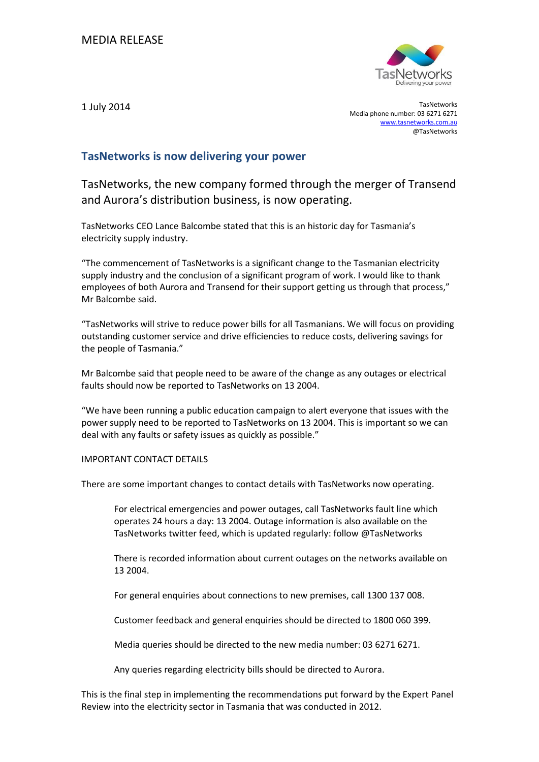MEDIA RELEASE

1 July 2014

TasNetworks
Media phone number: 03 6271 6271
www.tasnetworks.com.au
@TasNetworks

## TasNetworks is now delivering your power

### TasNetworks, the new company formed through the merger of Transend and Aurora's distribution business, is now operating.

TasNetworks CEO Lance Balcombe stated that this is an historic day for Tasmania's electricity supply industry.

"The commencement of TasNetworks is a significant change to the Tasmanian electricity supply industry and the conclusion of a significant program of work. I would like to thank employees of both Aurora and Transend for their support getting us through that process," Mr Balcombe said.

"TasNetworks will strive to reduce power bills for all Tasmanians. We will focus on providing outstanding customer service and drive efficiencies to reduce costs, delivering savings for the people of Tasmania."

Mr Balcombe said that people need to be aware of the change as any outages or electrical faults should now be reported to TasNetworks on 13 2004.

"We have been running a public education campaign to alert everyone that issues with the power supply need to be reported to TasNetworks on 13 2004. This is important so we can deal with any faults or safety issues as quickly as possible."

IMPORTANT CONTACT DETAILS

There are some important changes to contact details with TasNetworks now operating.

> For electrical emergencies and power outages, call TasNetworks fault line which operates 24 hours a day: 13 2004. Outage information is also available on the TasNetworks twitter feed, which is updated regularly: follow @TasNetworks
>
> There is recorded information about current outages on the networks available on 13 2004.
>
> For general enquiries about connections to new premises, call 1300 137 008.
>
> Customer feedback and general enquiries should be directed to 1800 060 399.
>
> Media queries should be directed to the new media number: 03 6271 6271.
>
> Any queries regarding electricity bills should be directed to Aurora.

This is the final step in implementing the recommendations put forward by the Expert Panel Review into the electricity sector in Tasmania that was conducted in 2012.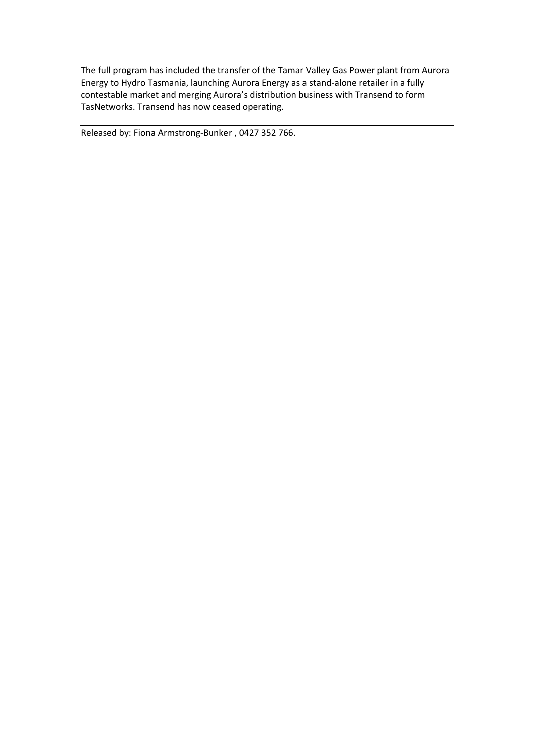The full program has included the transfer of the Tamar Valley Gas Power plant from Aurora Energy to Hydro Tasmania, launching Aurora Energy as a stand-alone retailer in a fully contestable market and merging Aurora's distribution business with Transend to form TasNetworks. Transend has now ceased operating.

---

Released by: Fiona Armstrong-Bunker , 0427 352 766.